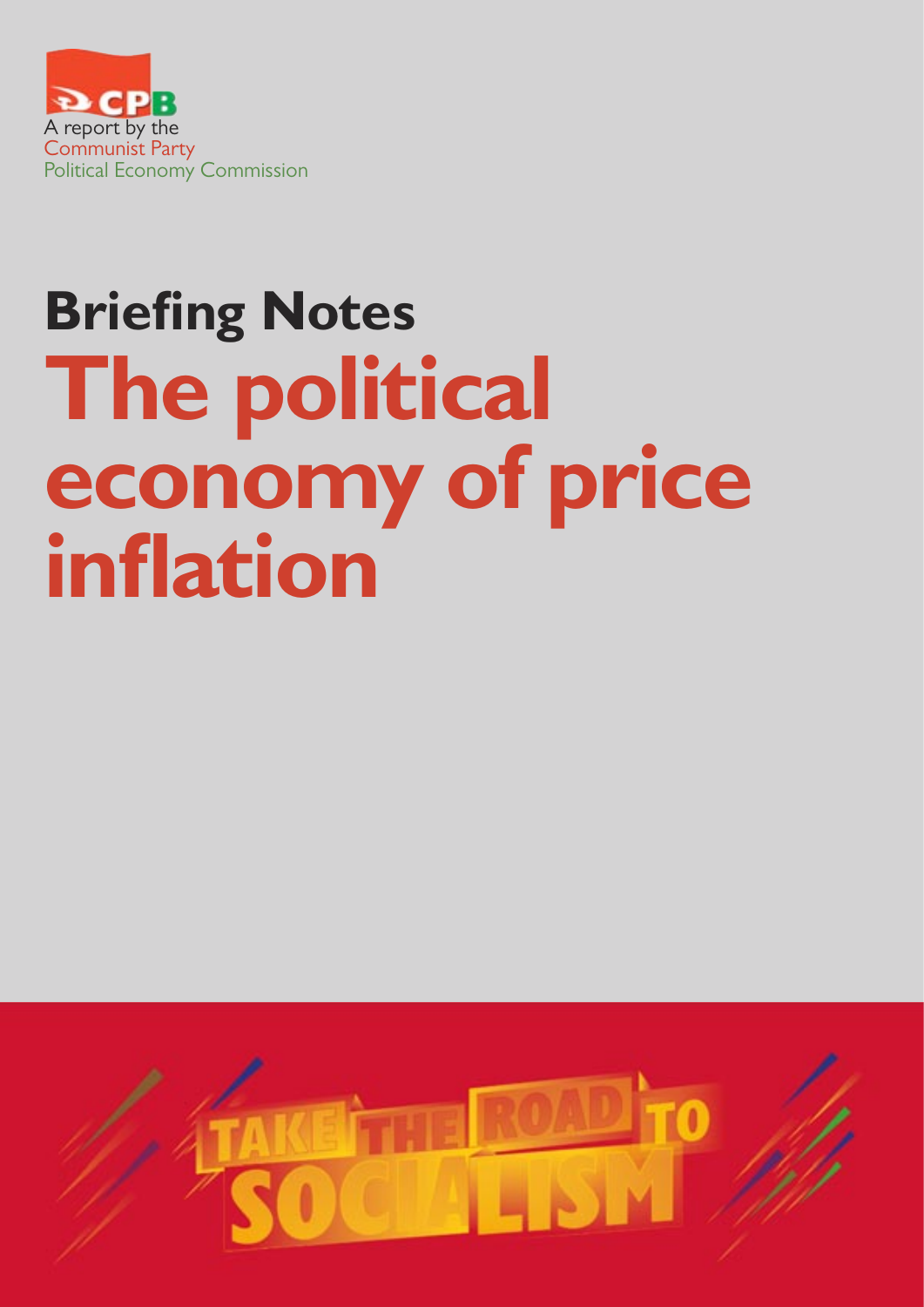CPB

A report by the
Communist Party
Political Economy Commission

# Briefing Notes

# The political economy of price inflation

TAKE THE ROAD TO SOCIALISM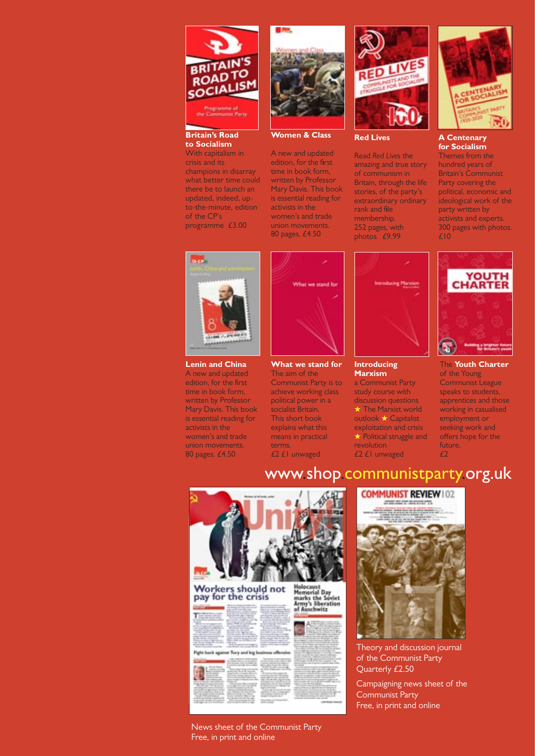**Britain's Road to Socialism**

With capitalism in crisis and its champions in disarray what better time could there be to launch an updated, indeed, up-to-the-minute, edition of the CP's programme £3.00

**Women & Class**

A new and updated edition, for the first time in book form, written by Professor Mary Davis. This book is essential reading for activists in the women's and trade union movements. 80 pages. £4.50

**Red Lives**

Read *Red Lives* the amazing and true story of communism in Britain, through the life stories of the party's extraordinary ordinary rank and file membership. 252 pages, with photos. £9.99

**A Centenary for Socialism**

Themes from the hundred years of Britain's Communist Party covering the political, economic and ideological work of the party written by activists and experts. 300 pages with photos. £10

**Lenin and China**

A new and updated edition, for the first time in book form, written by Professor Mary Davis. This book is essential reading for activists in the women's and trade union movements. 80 pages. £4.50

**What we stand for**

The aim of the Communist Party is to achieve working class political power in a socialist Britain. This short book explains what this means in practical terms. £2 £1 unwaged

**Introducing Marxism**

a Communist Party study course with discussion questions ★ The Marxist world outlook ★ Capitalist exploitation and crisis ★ Political struggle and revolution £2 £1 unwaged

The **Youth Charter** of the Young Communist League speaks to students, apprentices and those working in casualised employment or seeking work and offers hope for the future. £2

www.shop.communistparty.org.uk

News sheet of the Communist Party
Free, in print and online

Theory and discussion journal of the Communist Party
Quarterly £2.50

Campaigning news sheet of the Communist Party
Free, in print and online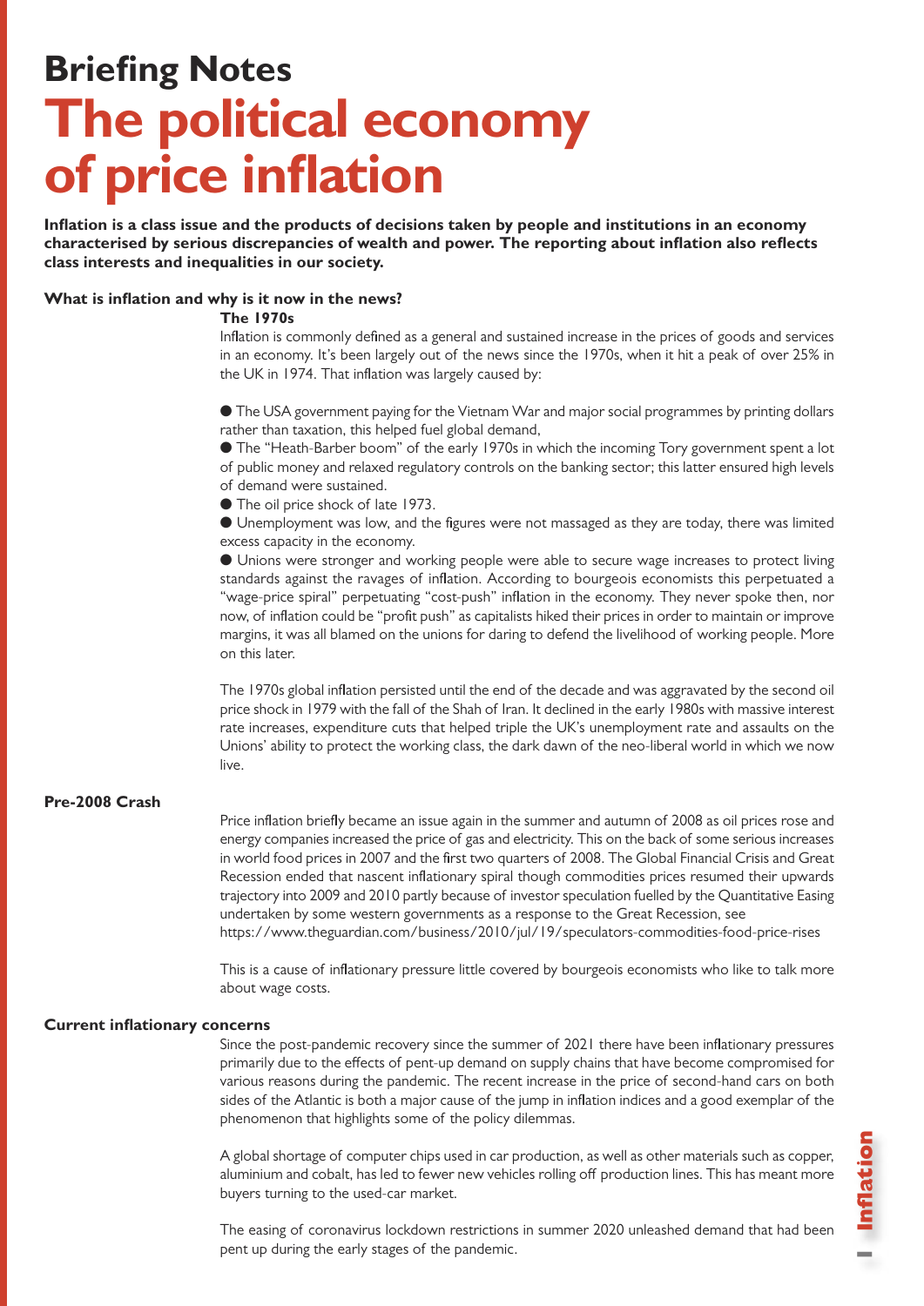# Briefing Notes

# The political economy of price inflation

**Inflation is a class issue and the products of decisions taken by people and institutions in an economy characterised by serious discrepancies of wealth and power. The reporting about inflation also reflects class interests and inequalities in our society.**

## What is inflation and why is it now in the news?

### The 1970s

Inflation is commonly defined as a general and sustained increase in the prices of goods and services in an economy. It's been largely out of the news since the 1970s, when it hit a peak of over 25% in the UK in 1974. That inflation was largely caused by:

- The USA government paying for the Vietnam War and major social programmes by printing dollars rather than taxation, this helped fuel global demand,
- The "Heath-Barber boom" of the early 1970s in which the incoming Tory government spent a lot of public money and relaxed regulatory controls on the banking sector; this latter ensured high levels of demand were sustained.
- The oil price shock of late 1973.
- Unemployment was low, and the figures were not massaged as they are today, there was limited excess capacity in the economy.
- Unions were stronger and working people were able to secure wage increases to protect living standards against the ravages of inflation. According to bourgeois economists this perpetuated a "wage-price spiral" perpetuating "cost-push" inflation in the economy. They never spoke then, nor now, of inflation could be "profit push" as capitalists hiked their prices in order to maintain or improve margins, it was all blamed on the unions for daring to defend the livelihood of working people. More on this later.

The 1970s global inflation persisted until the end of the decade and was aggravated by the second oil price shock in 1979 with the fall of the Shah of Iran. It declined in the early 1980s with massive interest rate increases, expenditure cuts that helped triple the UK's unemployment rate and assaults on the Unions' ability to protect the working class, the dark dawn of the neo-liberal world in which we now live.

### Pre-2008 Crash

Price inflation briefly became an issue again in the summer and autumn of 2008 as oil prices rose and energy companies increased the price of gas and electricity. This on the back of some serious increases in world food prices in 2007 and the first two quarters of 2008. The Global Financial Crisis and Great Recession ended that nascent inflationary spiral though commodities prices resumed their upwards trajectory into 2009 and 2010 partly because of investor speculation fuelled by the Quantitative Easing undertaken by some western governments as a response to the Great Recession, see https://www.theguardian.com/business/2010/jul/19/speculators-commodities-food-price-rises

This is a cause of inflationary pressure little covered by bourgeois economists who like to talk more about wage costs.

### Current inflationary concerns

Since the post-pandemic recovery since the summer of 2021 there have been inflationary pressures primarily due to the effects of pent-up demand on supply chains that have become compromised for various reasons during the pandemic. The recent increase in the price of second-hand cars on both sides of the Atlantic is both a major cause of the jump in inflation indices and a good exemplar of the phenomenon that highlights some of the policy dilemmas.

A global shortage of computer chips used in car production, as well as other materials such as copper, aluminium and cobalt, has led to fewer new vehicles rolling off production lines. This has meant more buyers turning to the used-car market.

The easing of coronavirus lockdown restrictions in summer 2020 unleashed demand that had been pent up during the early stages of the pandemic.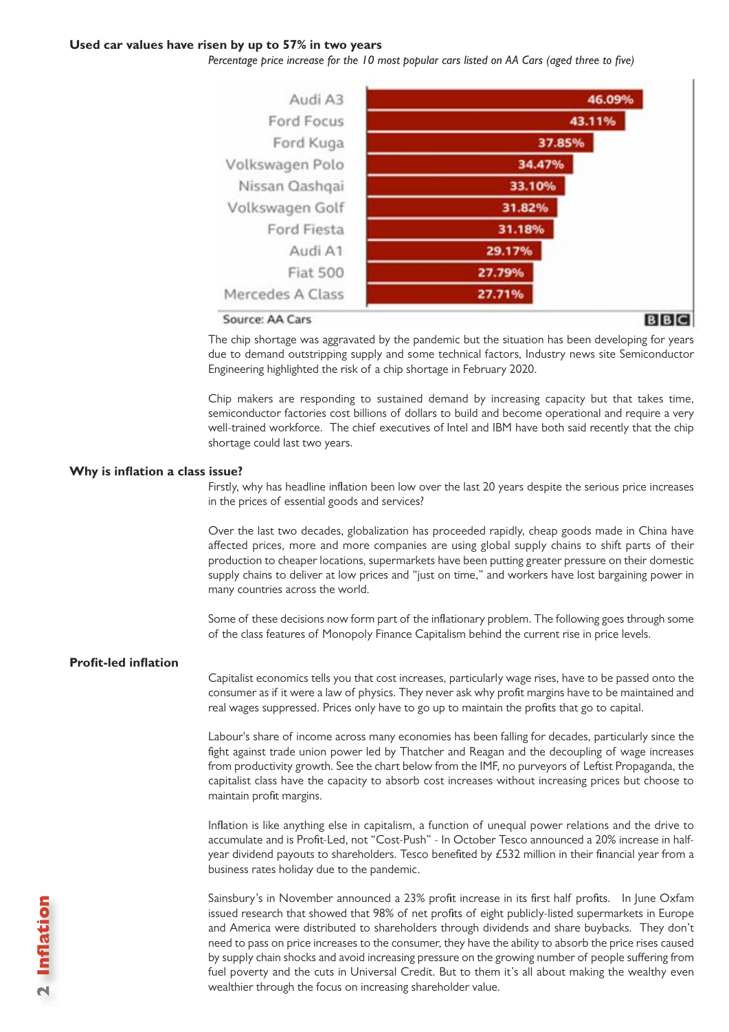**Used car values have risen by up to 57% in two years**

*Percentage price increase for the 10 most popular cars listed on AA Cars (aged three to five)*

| Car | Percentage price increase |
|---|---|
| Audi A3 | 46.09% |
| Ford Focus | 43.11% |
| Ford Kuga | 37.85% |
| Volkswagen Polo | 34.47% |
| Nissan Qashqai | 33.10% |
| Volkswagen Golf | 31.82% |
| Ford Fiesta | 31.18% |
| Audi A1 | 29.17% |
| Fiat 500 | 27.79% |
| Mercedes A Class | 27.71% |

Source: AA Cars

BBC

The chip shortage was aggravated by the pandemic but the situation has been developing for years due to demand outstripping supply and some technical factors, Industry news site Semiconductor Engineering highlighted the risk of a chip shortage in February 2020.

Chip makers are responding to sustained demand by increasing capacity but that takes time, semiconductor factories cost billions of dollars to build and become operational and require a very well-trained workforce. The chief executives of Intel and IBM have both said recently that the chip shortage could last two years.

## Why is inflation a class issue?

Firstly, why has headline inflation been low over the last 20 years despite the serious price increases in the prices of essential goods and services?

Over the last two decades, globalization has proceeded rapidly, cheap goods made in China have affected prices, more and more companies are using global supply chains to shift parts of their production to cheaper locations, supermarkets have been putting greater pressure on their domestic supply chains to deliver at low prices and "just on time," and workers have lost bargaining power in many countries across the world.

Some of these decisions now form part of the inflationary problem. The following goes through some of the class features of Monopoly Finance Capitalism behind the current rise in price levels.

## Profit-led inflation

Capitalist economics tells you that cost increases, particularly wage rises, have to be passed onto the consumer as if it were a law of physics. They never ask why profit margins have to be maintained and real wages suppressed. Prices only have to go up to maintain the profits that go to capital.

Labour's share of income across many economies has been falling for decades, particularly since the fight against trade union power led by Thatcher and Reagan and the decoupling of wage increases from productivity growth. See the chart below from the IMF, no purveyors of Leftist Propaganda, the capitalist class have the capacity to absorb cost increases without increasing prices but choose to maintain profit margins.

Inflation is like anything else in capitalism, a function of unequal power relations and the drive to accumulate and is Profit-Led, not "Cost-Push" - In October Tesco announced a 20% increase in half-year dividend payouts to shareholders. Tesco benefited by £532 million in their financial year from a business rates holiday due to the pandemic.

Sainsbury's in November announced a 23% profit increase in its first half profits. In June Oxfam issued research that showed that 98% of net profits of eight publicly-listed supermarkets in Europe and America were distributed to shareholders through dividends and share buybacks. They don't need to pass on price increases to the consumer, they have the ability to absorb the price rises caused by supply chain shocks and avoid increasing pressure on the growing number of people suffering from fuel poverty and the cuts in Universal Credit. But to them it's all about making the wealthy even wealthier through the focus on increasing shareholder value.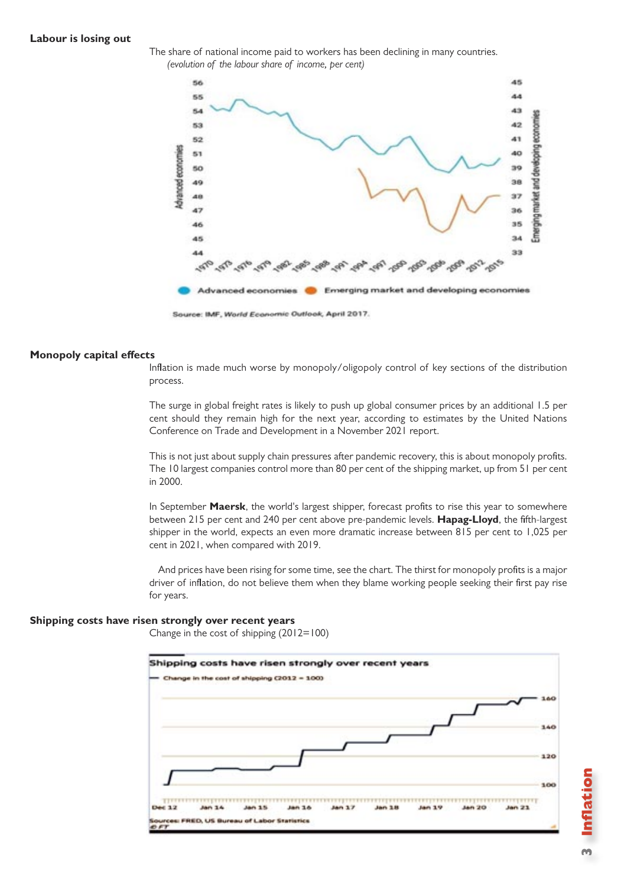### Labour is losing out

The share of national income paid to workers has been declining in many countries.

*(evolution of the labour share of income, per cent)*

Source: IMF, *World Economic Outlook*, April 2017.

### Monopoly capital effects

Inflation is made much worse by monopoly/oligopoly control of key sections of the distribution process.

The surge in global freight rates is likely to push up global consumer prices by an additional 1.5 per cent should they remain high for the next year, according to estimates by the United Nations Conference on Trade and Development in a November 2021 report.

This is not just about supply chain pressures after pandemic recovery, this is about monopoly profits. The 10 largest companies control more than 80 per cent of the shipping market, up from 51 per cent in 2000.

In September **Maersk**, the world's largest shipper, forecast profits to rise this year to somewhere between 215 per cent and 240 per cent above pre-pandemic levels. **Hapag-Lloyd**, the fifth-largest shipper in the world, expects an even more dramatic increase between 815 per cent to 1,025 per cent in 2021, when compared with 2019.

And prices have been rising for some time, see the chart. The thirst for monopoly profits is a major driver of inflation, do not believe them when they blame working people seeking their first pay rise for years.

### Shipping costs have risen strongly over recent years

Change in the cost of shipping (2012=100)

Sources: FRED, US Bureau of Labor Statistics
© FT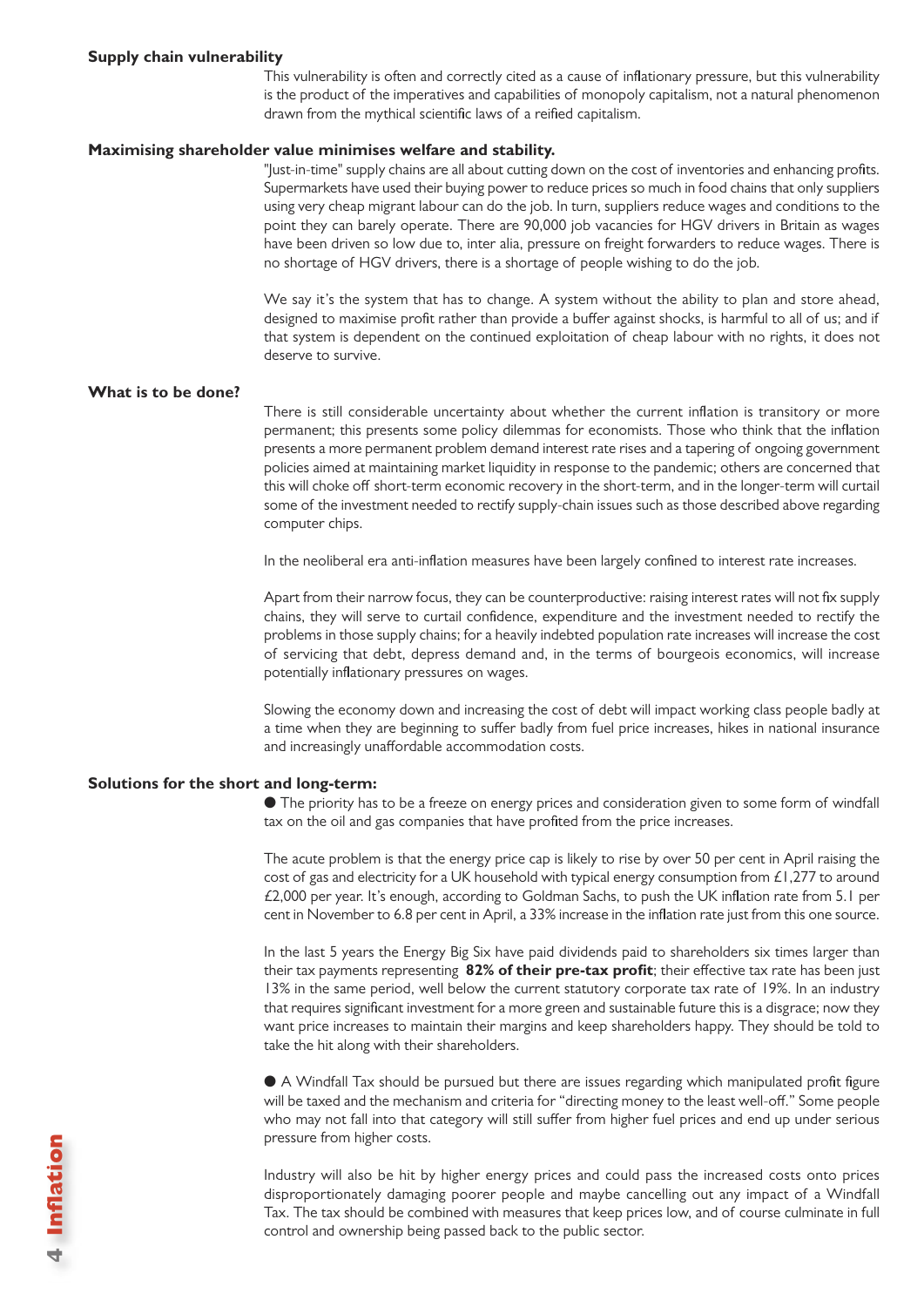### Supply chain vulnerability

This vulnerability is often and correctly cited as a cause of inflationary pressure, but this vulnerability is the product of the imperatives and capabilities of monopoly capitalism, not a natural phenomenon drawn from the mythical scientific laws of a reified capitalism.

### Maximising shareholder value minimises welfare and stability.

"Just-in-time" supply chains are all about cutting down on the cost of inventories and enhancing profits. Supermarkets have used their buying power to reduce prices so much in food chains that only suppliers using very cheap migrant labour can do the job. In turn, suppliers reduce wages and conditions to the point they can barely operate. There are 90,000 job vacancies for HGV drivers in Britain as wages have been driven so low due to, inter alia, pressure on freight forwarders to reduce wages. There is no shortage of HGV drivers, there is a shortage of people wishing to do the job.

We say it's the system that has to change. A system without the ability to plan and store ahead, designed to maximise profit rather than provide a buffer against shocks, is harmful to all of us; and if that system is dependent on the continued exploitation of cheap labour with no rights, it does not deserve to survive.

### What is to be done?

There is still considerable uncertainty about whether the current inflation is transitory or more permanent; this presents some policy dilemmas for economists. Those who think that the inflation presents a more permanent problem demand interest rate rises and a tapering of ongoing government policies aimed at maintaining market liquidity in response to the pandemic; others are concerned that this will choke off short-term economic recovery in the short-term, and in the longer-term will curtail some of the investment needed to rectify supply-chain issues such as those described above regarding computer chips.

In the neoliberal era anti-inflation measures have been largely confined to interest rate increases.

Apart from their narrow focus, they can be counterproductive: raising interest rates will not fix supply chains, they will serve to curtail confidence, expenditure and the investment needed to rectify the problems in those supply chains; for a heavily indebted population rate increases will increase the cost of servicing that debt, depress demand and, in the terms of bourgeois economics, will increase potentially inflationary pressures on wages.

Slowing the economy down and increasing the cost of debt will impact working class people badly at a time when they are beginning to suffer badly from fuel price increases, hikes in national insurance and increasingly unaffordable accommodation costs.

### Solutions for the short and long-term:

● The priority has to be a freeze on energy prices and consideration given to some form of windfall tax on the oil and gas companies that have profited from the price increases.

The acute problem is that the energy price cap is likely to rise by over 50 per cent in April raising the cost of gas and electricity for a UK household with typical energy consumption from £1,277 to around £2,000 per year. It's enough, according to Goldman Sachs, to push the UK inflation rate from 5.1 per cent in November to 6.8 per cent in April, a 33% increase in the inflation rate just from this one source.

In the last 5 years the Energy Big Six have paid dividends paid to shareholders six times larger than their tax payments representing **82% of their pre-tax profit**; their effective tax rate has been just 13% in the same period, well below the current statutory corporate tax rate of 19%. In an industry that requires significant investment for a more green and sustainable future this is a disgrace; now they want price increases to maintain their margins and keep shareholders happy. They should be told to take the hit along with their shareholders.

● A Windfall Tax should be pursued but there are issues regarding which manipulated profit figure will be taxed and the mechanism and criteria for "directing money to the least well-off." Some people who may not fall into that category will still suffer from higher fuel prices and end up under serious pressure from higher costs.

Industry will also be hit by higher energy prices and could pass the increased costs onto prices disproportionately damaging poorer people and maybe cancelling out any impact of a Windfall Tax. The tax should be combined with measures that keep prices low, and of course culminate in full control and ownership being passed back to the public sector.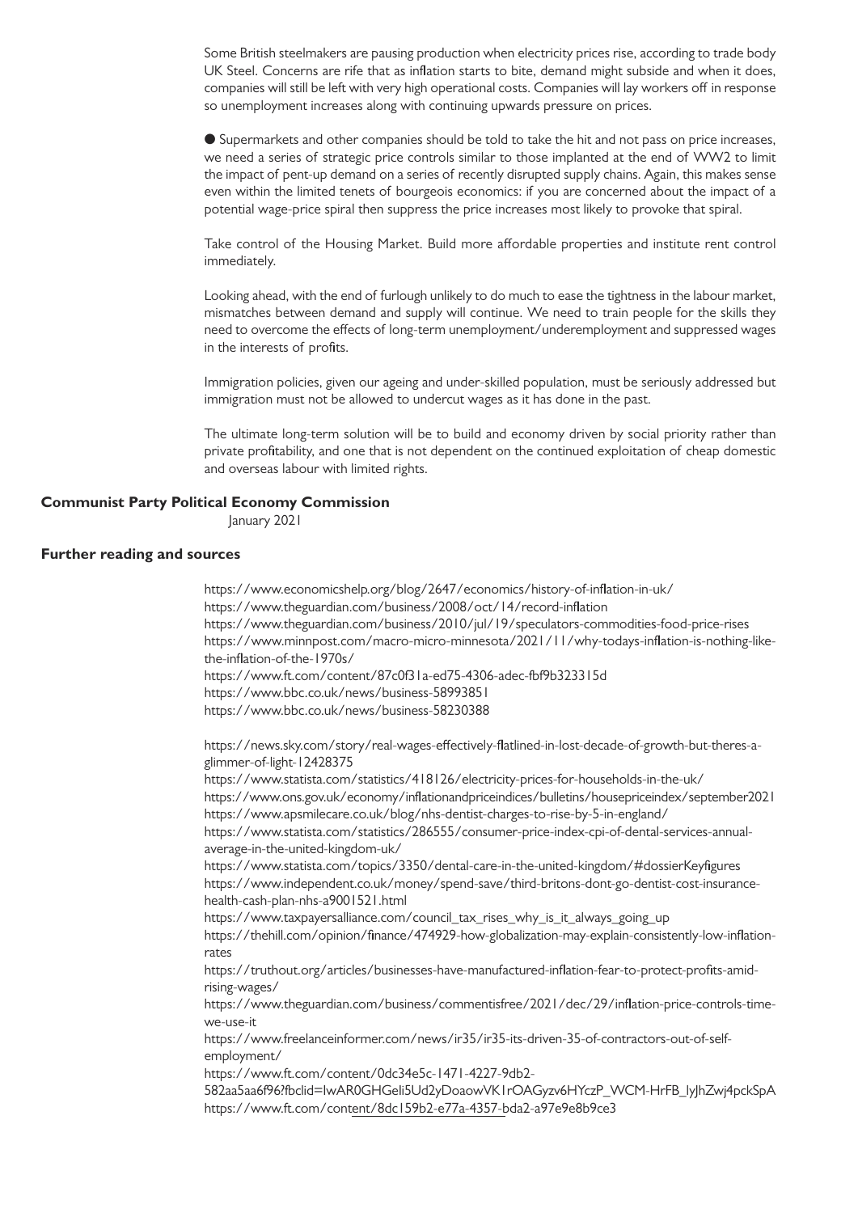Some British steelmakers are pausing production when electricity prices rise, according to trade body UK Steel. Concerns are rife that as inflation starts to bite, demand might subside and when it does, companies will still be left with very high operational costs. Companies will lay workers off in response so unemployment increases along with continuing upwards pressure on prices.

- Supermarkets and other companies should be told to take the hit and not pass on price increases, we need a series of strategic price controls similar to those implanted at the end of WW2 to limit the impact of pent-up demand on a series of recently disrupted supply chains. Again, this makes sense even within the limited tenets of bourgeois economics: if you are concerned about the impact of a potential wage-price spiral then suppress the price increases most likely to provoke that spiral.

Take control of the Housing Market. Build more affordable properties and institute rent control immediately.

Looking ahead, with the end of furlough unlikely to do much to ease the tightness in the labour market, mismatches between demand and supply will continue. We need to train people for the skills they need to overcome the effects of long-term unemployment/underemployment and suppressed wages in the interests of profits.

Immigration policies, given our ageing and under-skilled population, must be seriously addressed but immigration must not be allowed to undercut wages as it has done in the past.

The ultimate long-term solution will be to build and economy driven by social priority rather than private profitability, and one that is not dependent on the continued exploitation of cheap domestic and overseas labour with limited rights.

**Communist Party Political Economy Commission**
January 2021

**Further reading and sources**

https://www.economicshelp.org/blog/2647/economics/history-of-inflation-in-uk/
https://www.theguardian.com/business/2008/oct/14/record-inflation
https://www.theguardian.com/business/2010/jul/19/speculators-commodities-food-price-rises
https://www.minnpost.com/macro-micro-minnesota/2021/11/why-todays-inflation-is-nothing-like-the-inflation-of-the-1970s/
https://www.ft.com/content/87c0f31a-ed75-4306-adec-fbf9b323315d
https://www.bbc.co.uk/news/business-58993851
https://www.bbc.co.uk/news/business-58230388

https://news.sky.com/story/real-wages-effectively-flatlined-in-lost-decade-of-growth-but-theres-a-glimmer-of-light-12428375
https://www.statista.com/statistics/418126/electricity-prices-for-households-in-the-uk/
https://www.ons.gov.uk/economy/inflationandpriceindices/bulletins/housepriceindex/september2021
https://www.apsmilecare.co.uk/blog/nhs-dentist-charges-to-rise-by-5-in-england/
https://www.statista.com/statistics/286555/consumer-price-index-cpi-of-dental-services-annual-average-in-the-united-kingdom-uk/
https://www.statista.com/topics/3350/dental-care-in-the-united-kingdom/#dossierKeyfigures
https://www.independent.co.uk/money/spend-save/third-britons-dont-go-dentist-cost-insurance-health-cash-plan-nhs-a9001521.html
https://www.taxpayersalliance.com/council_tax_rises_why_is_it_always_going_up
https://thehill.com/opinion/finance/474929-how-globalization-may-explain-consistently-low-inflation-rates
https://truthout.org/articles/businesses-have-manufactured-inflation-fear-to-protect-profits-amid-rising-wages/
https://www.theguardian.com/business/commentisfree/2021/dec/29/inflation-price-controls-time-we-use-it
https://www.freelanceinformer.com/news/ir35/ir35-its-driven-35-of-contractors-out-of-self-employment/
https://www.ft.com/content/0dc34e5c-1471-4227-9db2-582aa5aa6f96?fbclid=IwAR0GHGeli5Ud2yDoaowVK1rOAGyzv6HYczP_WCM-HrFB_IyJhZwj4pckSpA
https://www.ft.com/content/8dc159b2-e77a-4357-bda2-a97e9e8b9ce3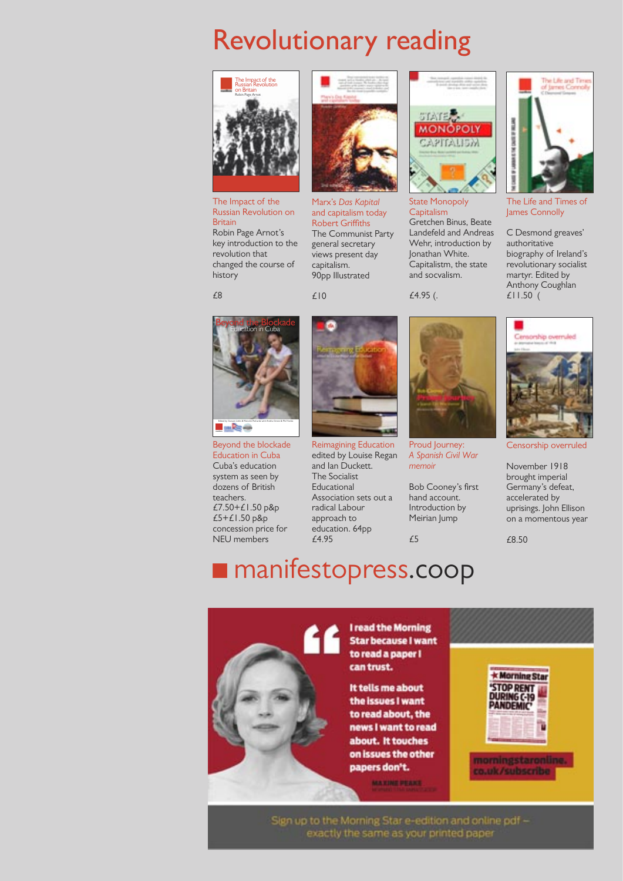# Revolutionary reading

The Impact of the Russian Revolution on Britain
Robin Page Arnot's key introduction to the revolution that changed the course of history

£8

Marx's *Das Kapital* and capitalism today
Robert Griffiths
The Communist Party general secretary views present day capitalism.
90pp Illustrated

£10

State Monopoly Capitalism
Gretchen Binus, Beate Landefeld and Andreas Wehr, introduction by Jonathan White. Capitalism, the state and socvalism.

£4.95 (.

The Life and Times of James Connolly
C Desmond greaves' authoritative biography of Ireland's revolutionary socialist martyr. Edited by Anthony Coughlan
£11.50 (

Beyond the blockade
Education in Cuba
Cuba's education system as seen by dozens of British teachers.
£7.50+£1.50 p&p
£5+£1.50 p&p concession price for NEU members

Reimagining Education
edited by Louise Regan and Ian Duckett.
The Socialist Educational Association sets out a radical Labour approach to education. 64pp
£4.95

Proud Journey:
*A Spanish Civil War memoir*
Bob Cooney's first hand account. Introduction by Meirian Jump

£5

Censorship overruled
November 1918 brought imperial Germany's defeat, accelerated by uprisings. John Ellison on a momentous year

£8.50

## manifestopress.coop

"I read the Morning Star because I want to read a paper I can trust.

It tells me about the issues I want to read about, the news I want to read about. It touches on issues the other papers don't.

MAXINE PEAKE

morningstaronline.co.uk/subscribe

Sign up to the Morning Star e-edition and online pdf – exactly the same as your printed paper